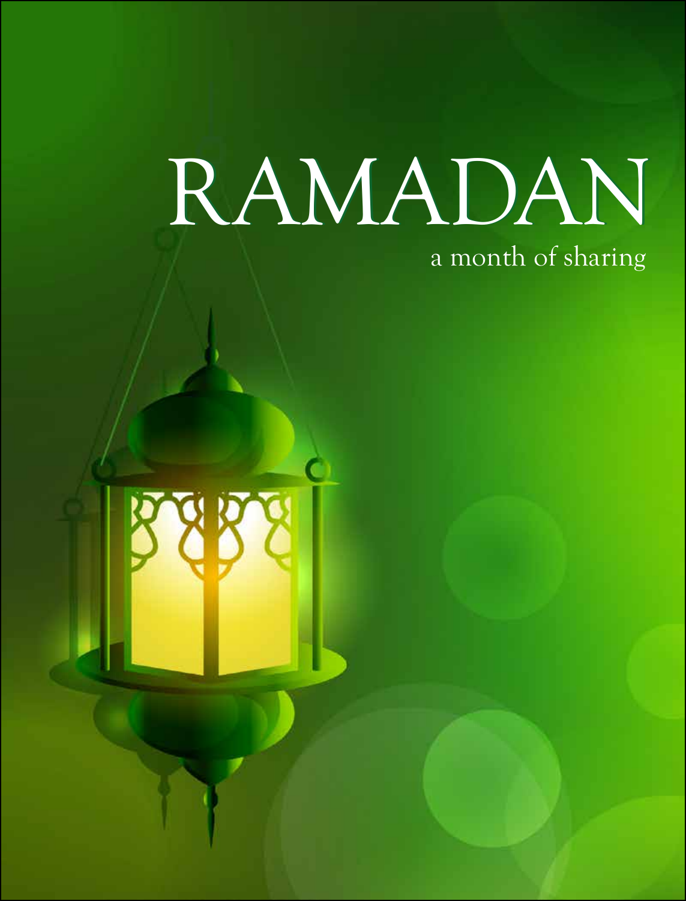# RAMADAN

a month of sharing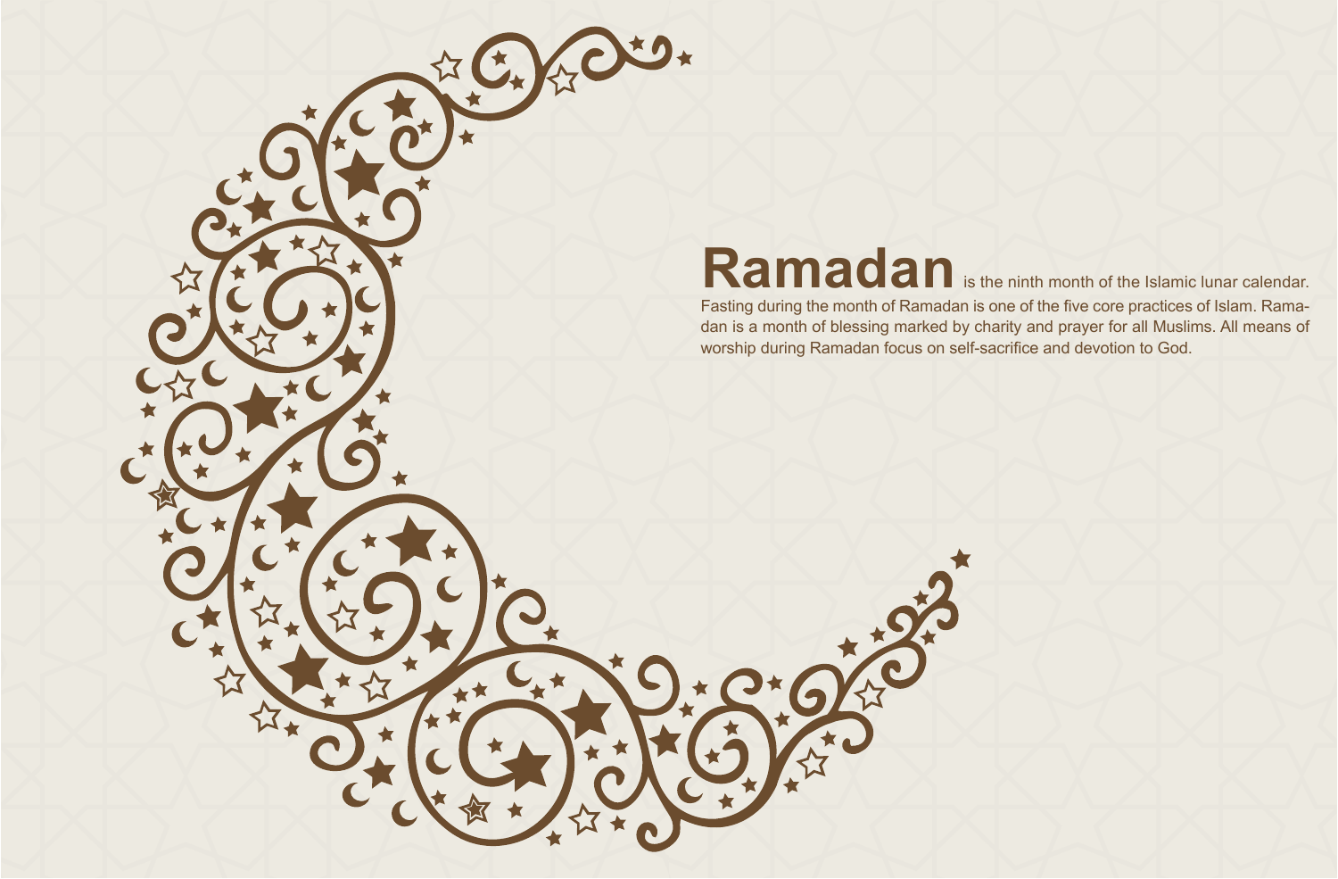**Ramadan** is the ninth month of the Islamic lunar calendar. Fasting during the month of Ramadan is one of the five core practices of Islam. Ramadan is a month of blessing marked by charity and prayer for all Muslims. All means of worship during Ramadan focus on self-sacrifice and devotion to God.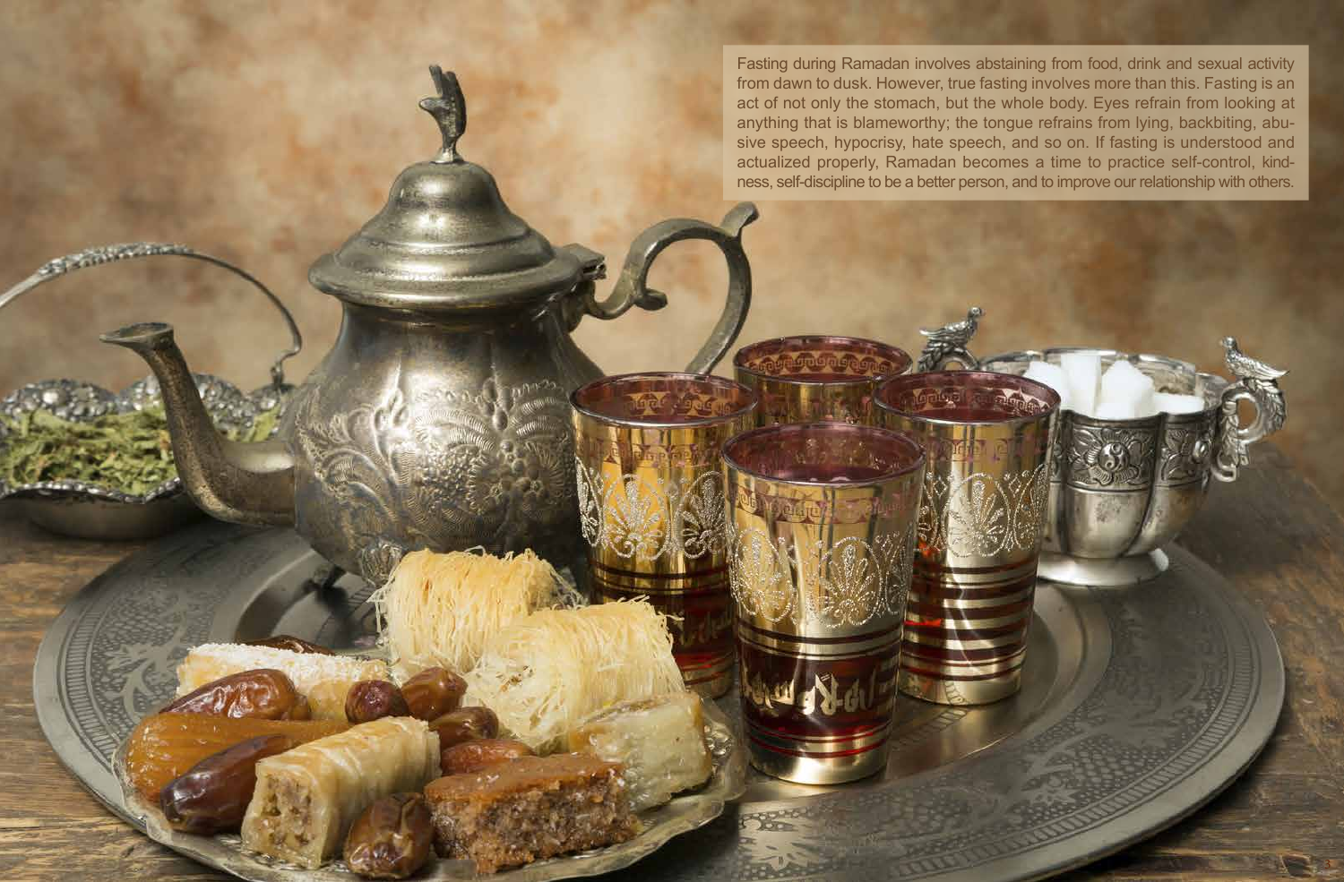Fasting during Ramadan involves abstaining from food, drink and sexual activity from dawn to dusk. However, true fasting involves more than this. Fasting is an act of not only the stomach, but the whole body. Eyes refrain from looking at anything that is blameworthy; the tongue refrains from lying, backbiting, abusive speech, hypocrisy, hate speech, and so on. If fasting is understood and actualized properly, Ramadan becomes a time to practice self-control, kindness, self-discipline to be a better person, and to improve our relationship with others.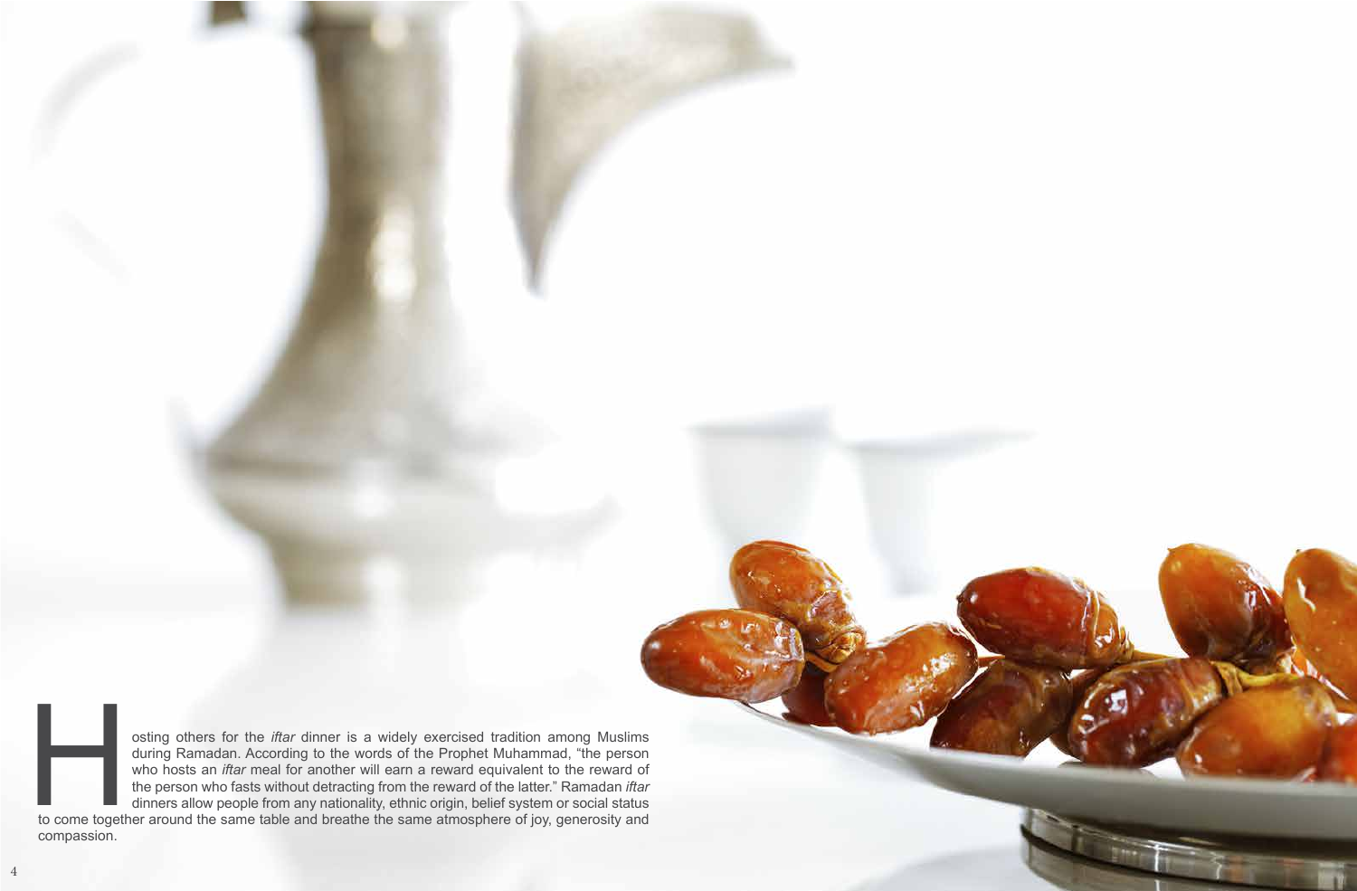Hosting others for the *iftar* dinner is a widely exercised tradition among Muslims during Ramadan. According to the words of the Prophet Muhammad, "the person who hosts an *iftar* meal for another will earn a reward equivalent to the reward of the person who fasts without detracting from the reward of the latter." Ramadan *iftar* dinners allow people from any nationality, ethnic origin, belief system or social status to come together around the same table and breathe the same atmosphere of joy, generosity and compassion.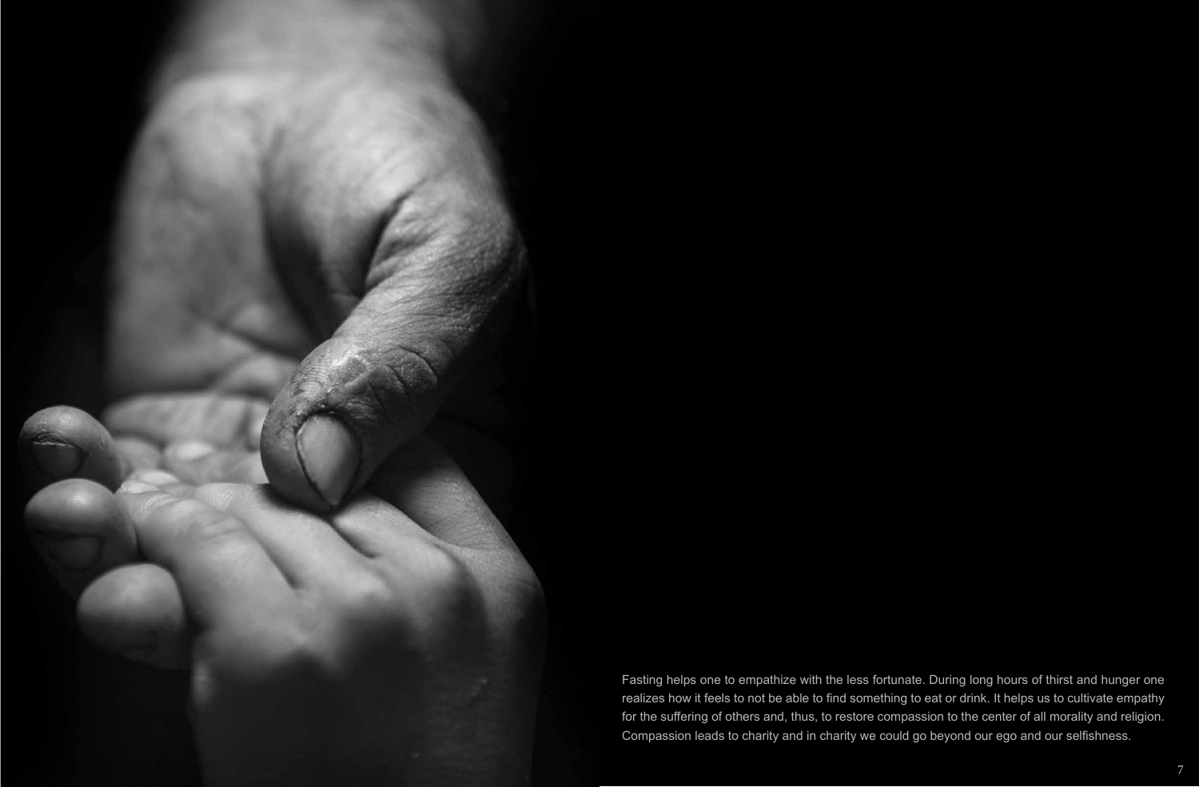Fasting helps one to empathize with the less fortunate. During long hours of thirst and hunger one realizes how it feels to not be able to find something to eat or drink. It helps us to cultivate empathy for the suffering of others and, thus, to restore compassion to the center of all morality and religion. Compassion leads to charity and in charity we could go beyond our ego and our selfishness.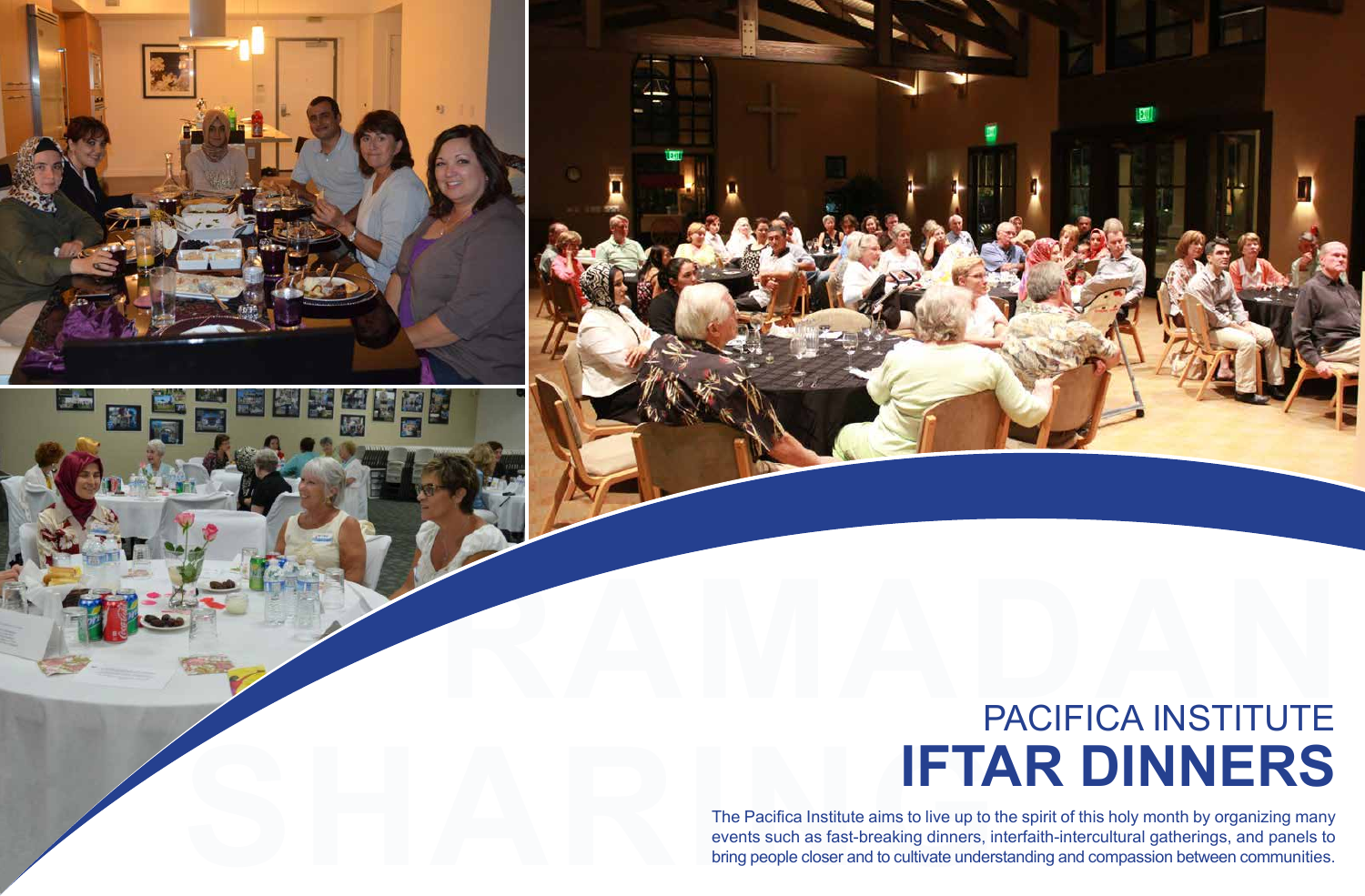# PACIFICA INSTITUTE
# IFTAR DINNERS

The Pacifica Institute aims to live up to the spirit of this holy month by organizing many events such as fast-breaking dinners, interfaith-intercultural gatherings, and panels to bring people closer and to cultivate understanding and compassion between communities.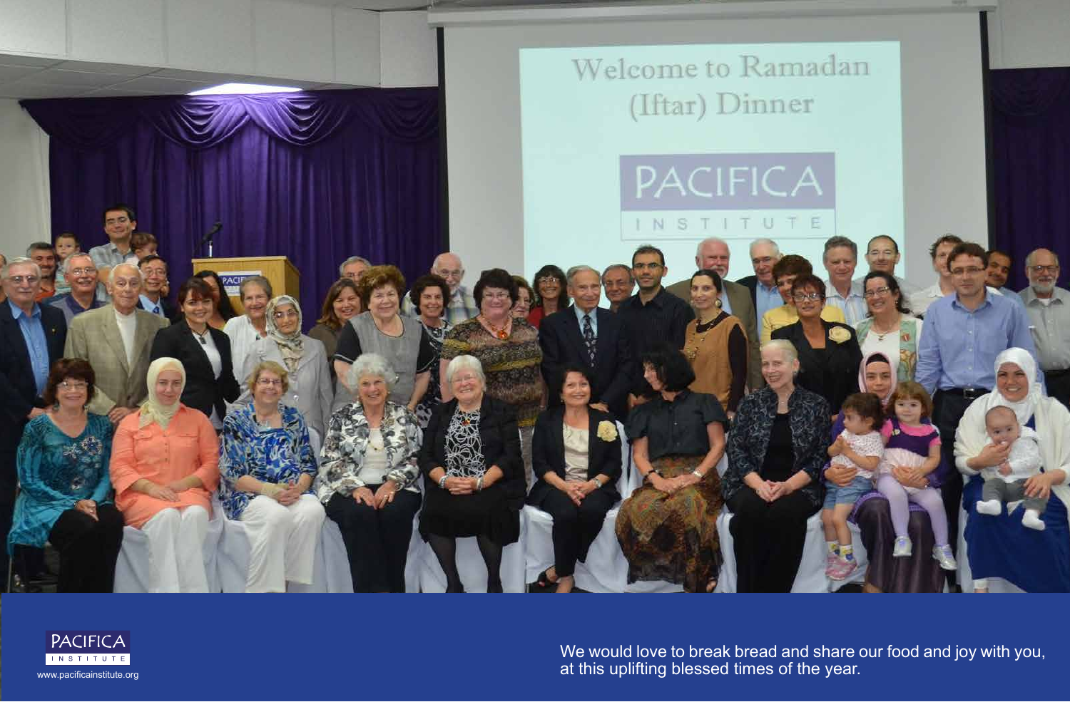PACIFICA

INSTITUTE

www.pacificainstitute.org

We would love to break bread and share our food and joy with you, at this uplifting blessed times of the year.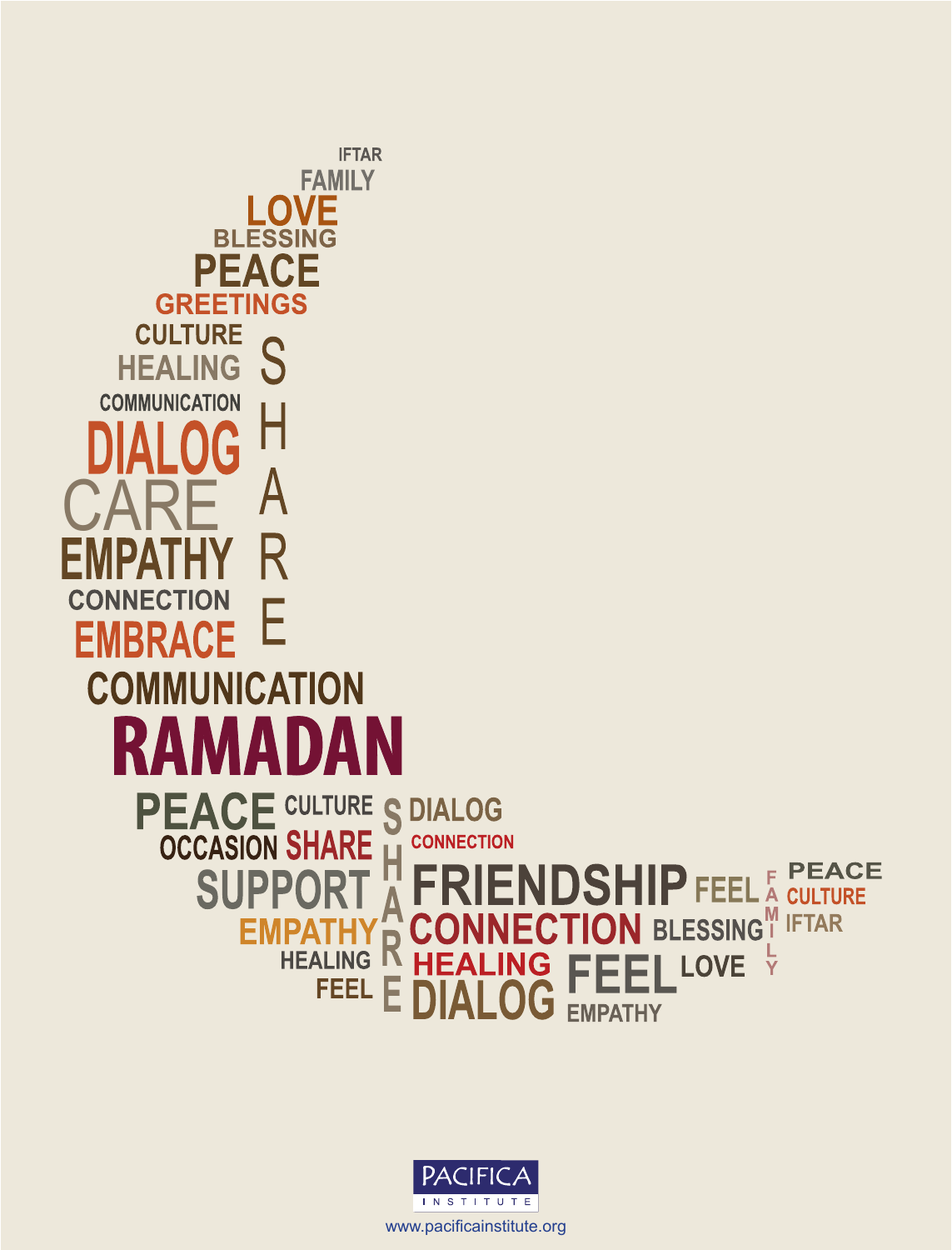IFTAR
FAMILY
LOVE
BLESSING
PEACE
GREETINGS
CULTURE
HEALING
COMMUNICATION
DIALOG
CARE
EMPATHY
CONNECTION
EMBRACE
SHARE
COMMUNICATION
RAMADAN
PEACE CULTURE
OCCASION SHARE
SUPPORT
EMPATHY
HEALING
FEEL
SHARE
DIALOG
CONNECTION
FRIENDSHIP FEEL
CONNECTION BLESSING
HEALING
DIALOG
FEEL
EMPATHY
LOVE
FAMILY
PEACE
CULTURE
IFTAR

PACIFICA INSTITUTE

www.pacificainstitute.org